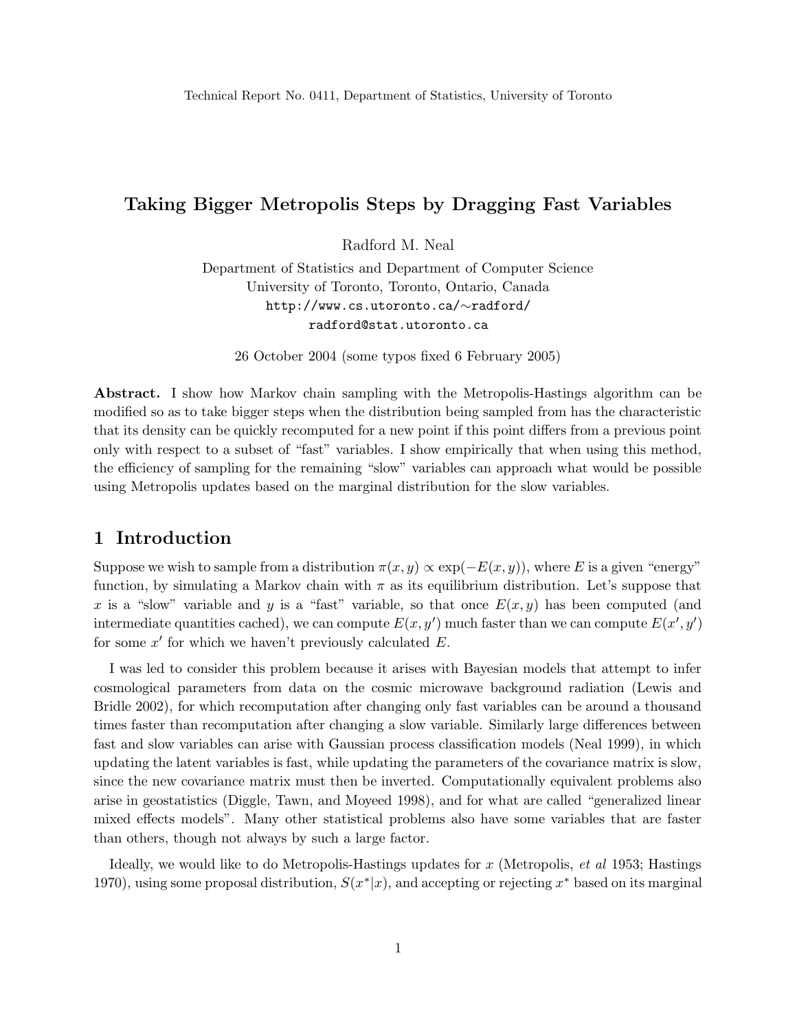Technical Report No. 0411, Department of Statistics, University of Toronto

# Taking Bigger Metropolis Steps by Dragging Fast Variables

Radford M. Neal

Department of Statistics and Department of Computer Science
University of Toronto, Toronto, Ontario, Canada
http://www.cs.utoronto.ca/∼radford/
radford@stat.utoronto.ca

26 October 2004 (some typos fixed 6 February 2005)

**Abstract.** I show how Markov chain sampling with the Metropolis-Hastings algorithm can be modified so as to take bigger steps when the distribution being sampled from has the characteristic that its density can be quickly recomputed for a new point if this point differs from a previous point only with respect to a subset of "fast" variables. I show empirically that when using this method, the efficiency of sampling for the remaining "slow" variables can approach what would be possible using Metropolis updates based on the marginal distribution for the slow variables.

## 1 Introduction

Suppose we wish to sample from a distribution $\pi(x, y) \propto \exp(-E(x, y))$, where $E$ is a given "energy" function, by simulating a Markov chain with $\pi$ as its equilibrium distribution. Let's suppose that $x$ is a "slow" variable and $y$ is a "fast" variable, so that once $E(x, y)$ has been computed (and intermediate quantities cached), we can compute $E(x, y')$ much faster than we can compute $E(x', y')$ for some $x'$ for which we haven't previously calculated $E$.

I was led to consider this problem because it arises with Bayesian models that attempt to infer cosmological parameters from data on the cosmic microwave background radiation (Lewis and Bridle 2002), for which recomputation after changing only fast variables can be around a thousand times faster than recomputation after changing a slow variable. Similarly large differences between fast and slow variables can arise with Gaussian process classification models (Neal 1999), in which updating the latent variables is fast, while updating the parameters of the covariance matrix is slow, since the new covariance matrix must then be inverted. Computationally equivalent problems also arise in geostatistics (Diggle, Tawn, and Moyeed 1998), and for what are called "generalized linear mixed effects models". Many other statistical problems also have some variables that are faster than others, though not always by such a large factor.

Ideally, we would like to do Metropolis-Hastings updates for $x$ (Metropolis, *et al* 1953; Hastings 1970), using some proposal distribution, $S(x^*|x)$, and accepting or rejecting $x^*$ based on its marginal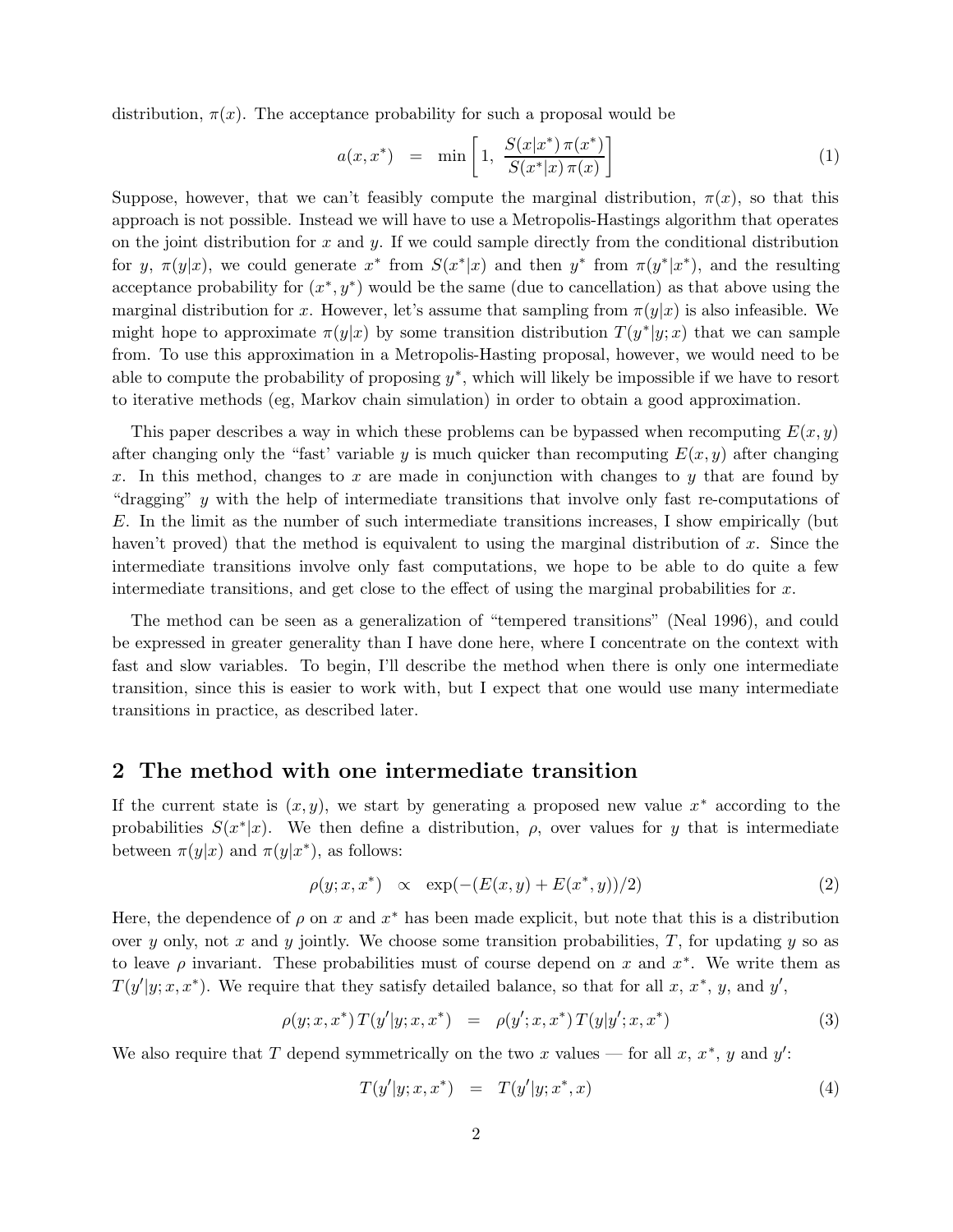distribution, $\pi(x)$. The acceptance probability for such a proposal would be

$$a(x, x^*) \;\;=\;\; \min\left[1,\; \frac{S(x|x^*)\,\pi(x^*)}{S(x^*|x)\,\pi(x)}\right] \tag{1}$$

Suppose, however, that we can't feasibly compute the marginal distribution, $\pi(x)$, so that this approach is not possible. Instead we will have to use a Metropolis-Hastings algorithm that operates on the joint distribution for $x$ and $y$. If we could sample directly from the conditional distribution for $y$, $\pi(y|x)$, we could generate $x^*$ from $S(x^*|x)$ and then $y^*$ from $\pi(y^*|x^*)$, and the resulting acceptance probability for $(x^*, y^*)$ would be the same (due to cancellation) as that above using the marginal distribution for $x$. However, let's assume that sampling from $\pi(y|x)$ is also infeasible. We might hope to approximate $\pi(y|x)$ by some transition distribution $T(y^*|y; x)$ that we can sample from. To use this approximation in a Metropolis-Hasting proposal, however, we would need to be able to compute the probability of proposing $y^*$, which will likely be impossible if we have to resort to iterative methods (eg, Markov chain simulation) in order to obtain a good approximation.

This paper describes a way in which these problems can be bypassed when recomputing $E(x, y)$ after changing only the "fast' variable $y$ is much quicker than recomputing $E(x, y)$ after changing $x$. In this method, changes to $x$ are made in conjunction with changes to $y$ that are found by "dragging" $y$ with the help of intermediate transitions that involve only fast re-computations of $E$. In the limit as the number of such intermediate transitions increases, I show empirically (but haven't proved) that the method is equivalent to using the marginal distribution of $x$. Since the intermediate transitions involve only fast computations, we hope to be able to do quite a few intermediate transitions, and get close to the effect of using the marginal probabilities for $x$.

The method can be seen as a generalization of "tempered transitions" (Neal 1996), and could be expressed in greater generality than I have done here, where I concentrate on the context with fast and slow variables. To begin, I'll describe the method when there is only one intermediate transition, since this is easier to work with, but I expect that one would use many intermediate transitions in practice, as described later.

## 2 The method with one intermediate transition

If the current state is $(x, y)$, we start by generating a proposed new value $x^*$ according to the probabilities $S(x^*|x)$. We then define a distribution, $\rho$, over values for $y$ that is intermediate between $\pi(y|x)$ and $\pi(y|x^*)$, as follows:

$$\rho(y; x, x^*) \;\;\propto\;\; \exp(-(E(x, y) + E(x^*, y))/2) \tag{2}$$

Here, the dependence of $\rho$ on $x$ and $x^*$ has been made explicit, but note that this is a distribution over $y$ only, not $x$ and $y$ jointly. We choose some transition probabilities, $T$, for updating $y$ so as to leave $\rho$ invariant. These probabilities must of course depend on $x$ and $x^*$. We write them as $T(y'|y; x, x^*)$. We require that they satisfy detailed balance, so that for all $x$, $x^*$, $y$, and $y'$,

$$\rho(y; x, x^*)\,T(y'|y; x, x^*) \;\;=\;\; \rho(y'; x, x^*)\,T(y|y'; x, x^*) \tag{3}$$

We also require that $T$ depend symmetrically on the two $x$ values — for all $x$, $x^*$, $y$ and $y'$:

$$T(y'|y; x, x^*) \;\;=\;\; T(y'|y; x^*, x) \tag{4}$$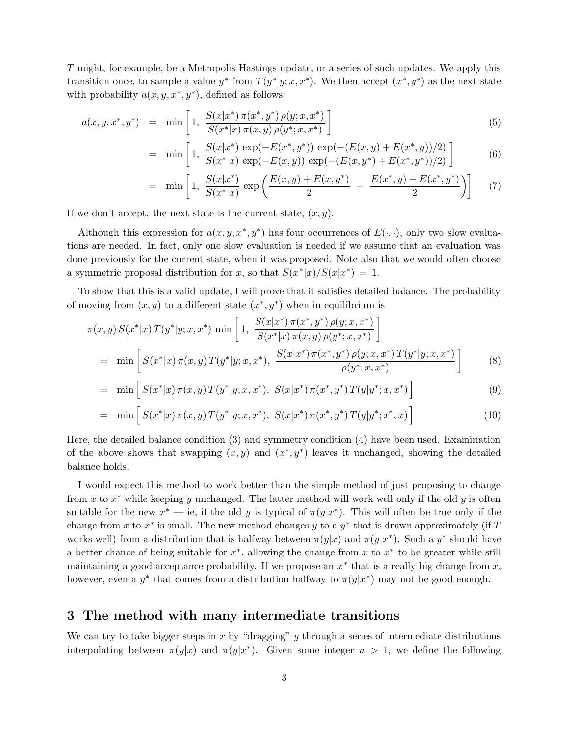$T$ might, for example, be a Metropolis-Hastings update, or a series of such updates. We apply this transition once, to sample a value $y^*$ from $T(y^*|y; x, x^*)$. We then accept $(x^*, y^*)$ as the next state with probability $a(x, y, x^*, y^*)$, defined as follows:

$$a(x, y, x^*, y^*) = \min\left[1,\ \frac{S(x|x^*)\,\pi(x^*, y^*)\,\rho(y; x, x^*)}{S(x^*|x)\,\pi(x, y)\,\rho(y^*; x, x^*)}\right] \tag{5}$$

$$= \min\left[1,\ \frac{S(x|x^*)\ \exp(-E(x^*, y^*))\ \exp(-(E(x, y) + E(x^*, y))/2)}{S(x^*|x)\ \exp(-E(x, y))\ \exp(-(E(x, y^*) + E(x^*, y^*))/2)}\right] \tag{6}$$

$$= \min\left[1,\ \frac{S(x|x^*)}{S(x^*|x)}\ \exp\left(\frac{E(x, y) + E(x, y^*)}{2}\ -\ \frac{E(x^*, y) + E(x^*, y^*)}{2}\right)\right] \tag{7}$$

If we don't accept, the next state is the current state, $(x, y)$.

Although this expression for $a(x, y, x^*, y^*)$ has four occurrences of $E(\cdot, \cdot)$, only two slow evaluations are needed. In fact, only one slow evaluation is needed if we assume that an evaluation was done previously for the current state, when it was proposed. Note also that we would often choose a symmetric proposal distribution for $x$, so that $S(x^*|x)/S(x|x^*) = 1$.

To show that this is a valid update, I will prove that it satisfies detailed balance. The probability of moving from $(x, y)$ to a different state $(x^*, y^*)$ when in equilibrium is

$$\pi(x, y)\, S(x^*|x)\, T(y^*|y; x, x^*)\ \min\left[1,\ \frac{S(x|x^*)\,\pi(x^*, y^*)\,\rho(y; x, x^*)}{S(x^*|x)\,\pi(x, y)\,\rho(y^*; x, x^*)}\right]$$

$$= \min\left[S(x^*|x)\,\pi(x, y)\,T(y^*|y; x, x^*),\ \frac{S(x|x^*)\,\pi(x^*, y^*)\,\rho(y; x, x^*)\,T(y^*|y; x, x^*)}{\rho(y^*; x, x^*)}\right] \tag{8}$$

$$= \min\left[S(x^*|x)\,\pi(x, y)\,T(y^*|y; x, x^*),\ S(x|x^*)\,\pi(x^*, y^*)\,T(y|y^*; x, x^*)\right] \tag{9}$$

$$= \min\left[S(x^*|x)\,\pi(x, y)\,T(y^*|y; x, x^*),\ S(x|x^*)\,\pi(x^*, y^*)\,T(y|y^*; x^*, x)\right] \tag{10}$$

Here, the detailed balance condition (3) and symmetry condition (4) have been used. Examination of the above shows that swapping $(x, y)$ and $(x^*, y^*)$ leaves it unchanged, showing the detailed balance holds.

I would expect this method to work better than the simple method of just proposing to change from $x$ to $x^*$ while keeping $y$ unchanged. The latter method will work well only if the old $y$ is often suitable for the new $x^*$ — ie, if the old $y$ is typical of $\pi(y|x^*)$. This will often be true only if the change from $x$ to $x^*$ is small. The new method changes $y$ to a $y^*$ that is drawn approximately (if $T$ works well) from a distribution that is halfway between $\pi(y|x)$ and $\pi(y|x^*)$. Such a $y^*$ should have a better chance of being suitable for $x^*$, allowing the change from $x$ to $x^*$ to be greater while still maintaining a good acceptance probability. If we propose an $x^*$ that is a really big change from $x$, however, even a $y^*$ that comes from a distribution halfway to $\pi(y|x^*)$ may not be good enough.

## 3 The method with many intermediate transitions

We can try to take bigger steps in $x$ by "dragging" $y$ through a series of intermediate distributions interpolating between $\pi(y|x)$ and $\pi(y|x^*)$. Given some integer $n > 1$, we define the following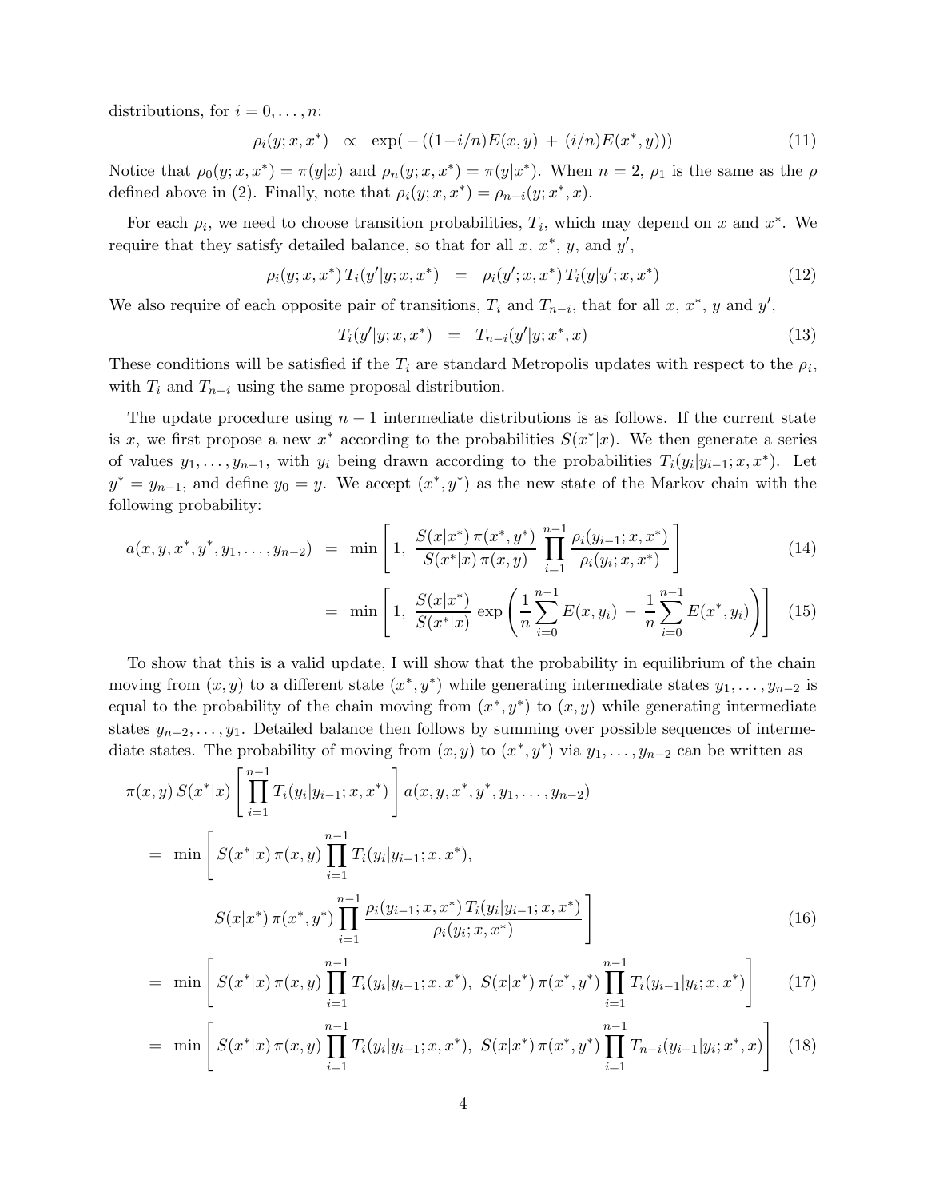distributions, for $i = 0, \ldots, n$:

$$\rho_i(y; x, x^*) \quad \propto \quad \exp(-((1-i/n)E(x,y) \, + \, (i/n)E(x^*,y))) \tag{11}$$

Notice that $\rho_0(y; x, x^*) = \pi(y|x)$ and $\rho_n(y; x, x^*) = \pi(y|x^*)$. When $n = 2$, $\rho_1$ is the same as the $\rho$ defined above in (2). Finally, note that $\rho_i(y; x, x^*) = \rho_{n-i}(y; x^*, x)$.

For each $\rho_i$, we need to choose transition probabilities, $T_i$, which may depend on $x$ and $x^*$. We require that they satisfy detailed balance, so that for all $x$, $x^*$, $y$, and $y'$,

$$\rho_i(y; x, x^*) \, T_i(y'|y; x, x^*) \quad = \quad \rho_i(y'; x, x^*) \, T_i(y|y'; x, x^*) \tag{12}$$

We also require of each opposite pair of transitions, $T_i$ and $T_{n-i}$, that for all $x$, $x^*$, $y$ and $y'$,

$$T_i(y'|y; x, x^*) \quad = \quad T_{n-i}(y'|y; x^*, x) \tag{13}$$

These conditions will be satisfied if the $T_i$ are standard Metropolis updates with respect to the $\rho_i$, with $T_i$ and $T_{n-i}$ using the same proposal distribution.

The update procedure using $n-1$ intermediate distributions is as follows. If the current state is $x$, we first propose a new $x^*$ according to the probabilities $S(x^*|x)$. We then generate a series of values $y_1, \ldots, y_{n-1}$, with $y_i$ being drawn according to the probabilities $T_i(y_i|y_{i-1}; x, x^*)$. Let $y^* = y_{n-1}$, and define $y_0 = y$. We accept $(x^*, y^*)$ as the new state of the Markov chain with the following probability:

$$a(x, y, x^*, y^*, y_1, \ldots, y_{n-2}) \quad = \quad \min\left[\, 1, \; \frac{S(x|x^*) \, \pi(x^*, y^*)}{S(x^*|x) \, \pi(x, y)} \prod_{i=1}^{n-1} \frac{\rho_i(y_{i-1}; x, x^*)}{\rho_i(y_i; x, x^*)} \,\right] \tag{14}$$

$$= \quad \min\left[\, 1, \; \frac{S(x|x^*)}{S(x^*|x)} \, \exp\left( \frac{1}{n} \sum_{i=0}^{n-1} E(x, y_i) \; - \; \frac{1}{n} \sum_{i=0}^{n-1} E(x^*, y_i) \right) \right] \tag{15}$$

To show that this is a valid update, I will show that the probability in equilibrium of the chain moving from $(x, y)$ to a different state $(x^*, y^*)$ while generating intermediate states $y_1, \ldots, y_{n-2}$ is equal to the probability of the chain moving from $(x^*, y^*)$ to $(x, y)$ while generating intermediate states $y_{n-2}, \ldots, y_1$. Detailed balance then follows by summing over possible sequences of intermediate states. The probability of moving from $(x, y)$ to $(x^*, y^*)$ via $y_1, \ldots, y_{n-2}$ can be written as

$$\pi(x, y) \, S(x^*|x) \left[ \prod_{i=1}^{n-1} T_i(y_i|y_{i-1}; x, x^*) \right] a(x, y, x^*, y^*, y_1, \ldots, y_{n-2})$$

$$= \quad \min\Bigg[\, S(x^*|x) \, \pi(x, y) \prod_{i=1}^{n-1} T_i(y_i|y_{i-1}; x, x^*),$$

$$S(x|x^*) \, \pi(x^*, y^*) \prod_{i=1}^{n-1} \frac{\rho_i(y_{i-1}; x, x^*) \, T_i(y_i|y_{i-1}; x, x^*)}{\rho_i(y_i; x, x^*)} \,\Bigg] \tag{16}$$

$$= \quad \min\left[\, S(x^*|x) \, \pi(x, y) \prod_{i=1}^{n-1} T_i(y_i|y_{i-1}; x, x^*), \;\; S(x|x^*) \, \pi(x^*, y^*) \prod_{i=1}^{n-1} T_i(y_{i-1}|y_i; x, x^*) \right] \tag{17}$$

$$= \quad \min\left[\, S(x^*|x) \, \pi(x, y) \prod_{i=1}^{n-1} T_i(y_i|y_{i-1}; x, x^*), \;\; S(x|x^*) \, \pi(x^*, y^*) \prod_{i=1}^{n-1} T_{n-i}(y_{i-1}|y_i; x^*, x) \right] \tag{18}$$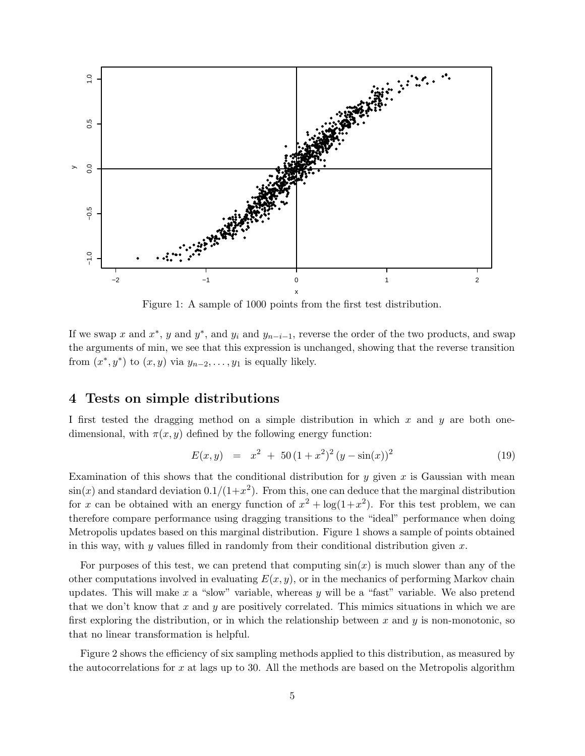Figure 1: A sample of 1000 points from the first test distribution.

If we swap $x$ and $x^*$, $y$ and $y^*$, and $y_i$ and $y_{n-i-1}$, reverse the order of the two products, and swap the arguments of min, we see that this expression is unchanged, showing that the reverse transition from $(x^*, y^*)$ to $(x, y)$ via $y_{n-2}, \ldots, y_1$ is equally likely.

## 4 Tests on simple distributions

I first tested the dragging method on a simple distribution in which $x$ and $y$ are both one-dimensional, with $\pi(x, y)$ defined by the following energy function:

$$E(x,y) \;\; = \;\; x^2 \; + \; 50\,(1+x^2)^2\,(y - \sin(x))^2 \tag{19}$$

Examination of this shows that the conditional distribution for $y$ given $x$ is Gaussian with mean $\sin(x)$ and standard deviation $0.1/(1+x^2)$. From this, one can deduce that the marginal distribution for $x$ can be obtained with an energy function of $x^2 + \log(1+x^2)$. For this test problem, we can therefore compare performance using dragging transitions to the "ideal" performance when doing Metropolis updates based on this marginal distribution. Figure 1 shows a sample of points obtained in this way, with $y$ values filled in randomly from their conditional distribution given $x$.

For purposes of this test, we can pretend that computing $\sin(x)$ is much slower than any of the other computations involved in evaluating $E(x, y)$, or in the mechanics of performing Markov chain updates. This will make $x$ a "slow" variable, whereas $y$ will be a "fast" variable. We also pretend that we don't know that $x$ and $y$ are positively correlated. This mimics situations in which we are first exploring the distribution, or in which the relationship between $x$ and $y$ is non-monotonic, so that no linear transformation is helpful.

Figure 2 shows the efficiency of six sampling methods applied to this distribution, as measured by the autocorrelations for $x$ at lags up to 30. All the methods are based on the Metropolis algorithm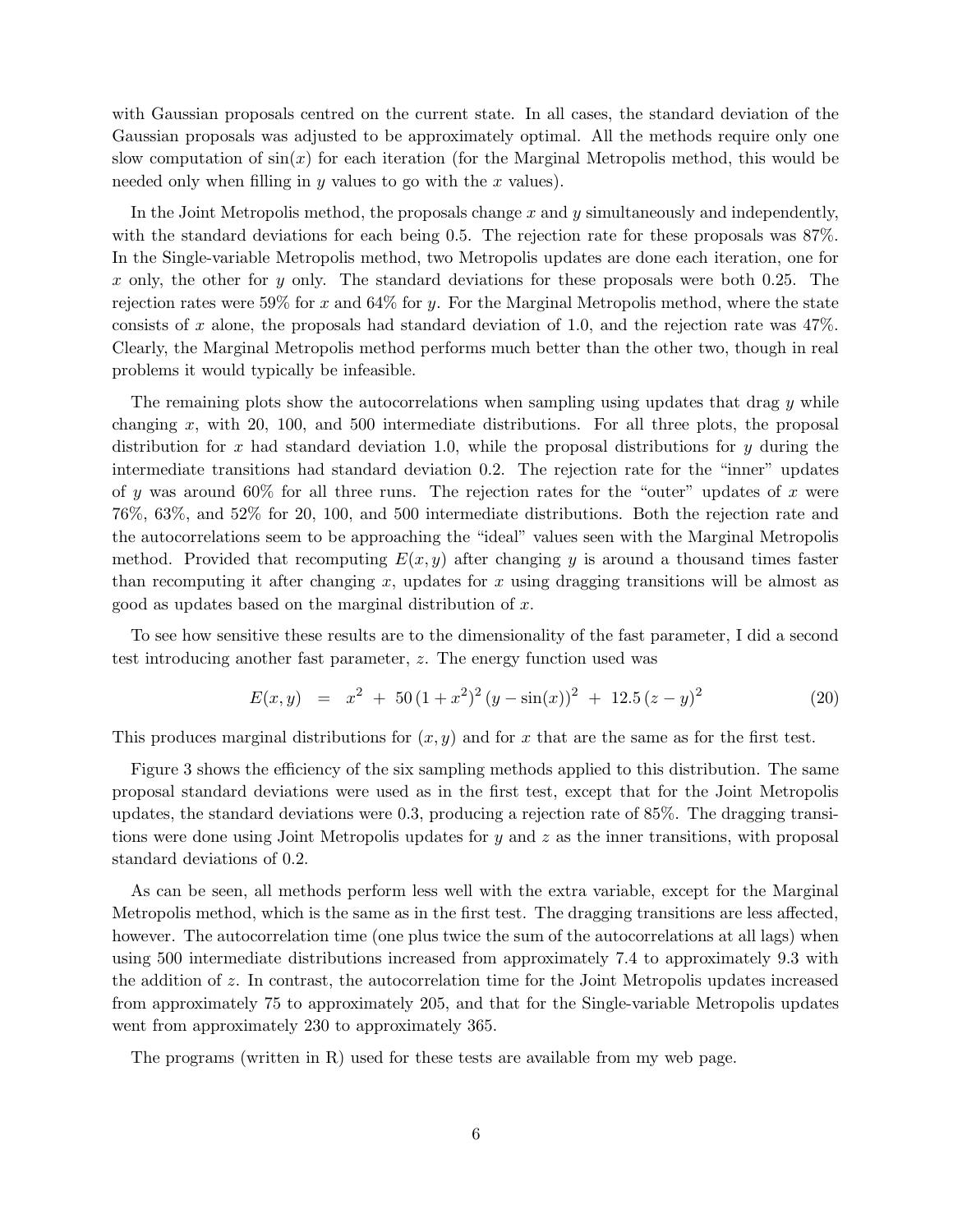with Gaussian proposals centred on the current state. In all cases, the standard deviation of the Gaussian proposals was adjusted to be approximately optimal. All the methods require only one slow computation of $\sin(x)$ for each iteration (for the Marginal Metropolis method, this would be needed only when filling in $y$ values to go with the $x$ values).

In the Joint Metropolis method, the proposals change $x$ and $y$ simultaneously and independently, with the standard deviations for each being 0.5. The rejection rate for these proposals was 87%. In the Single-variable Metropolis method, two Metropolis updates are done each iteration, one for $x$ only, the other for $y$ only. The standard deviations for these proposals were both 0.25. The rejection rates were 59% for $x$ and 64% for $y$. For the Marginal Metropolis method, where the state consists of $x$ alone, the proposals had standard deviation of 1.0, and the rejection rate was 47%. Clearly, the Marginal Metropolis method performs much better than the other two, though in real problems it would typically be infeasible.

The remaining plots show the autocorrelations when sampling using updates that drag $y$ while changing $x$, with 20, 100, and 500 intermediate distributions. For all three plots, the proposal distribution for $x$ had standard deviation 1.0, while the proposal distributions for $y$ during the intermediate transitions had standard deviation 0.2. The rejection rate for the "inner" updates of $y$ was around 60% for all three runs. The rejection rates for the "outer" updates of $x$ were 76%, 63%, and 52% for 20, 100, and 500 intermediate distributions. Both the rejection rate and the autocorrelations seem to be approaching the "ideal" values seen with the Marginal Metropolis method. Provided that recomputing $E(x, y)$ after changing $y$ is around a thousand times faster than recomputing it after changing $x$, updates for $x$ using dragging transitions will be almost as good as updates based on the marginal distribution of $x$.

To see how sensitive these results are to the dimensionality of the fast parameter, I did a second test introducing another fast parameter, $z$. The energy function used was

$$E(x, y) \;=\; x^2 \;+\; 50\,(1 + x^2)^2\,(y - \sin(x))^2 \;+\; 12.5\,(z - y)^2 \tag{20}$$

This produces marginal distributions for $(x, y)$ and for $x$ that are the same as for the first test.

Figure 3 shows the efficiency of the six sampling methods applied to this distribution. The same proposal standard deviations were used as in the first test, except that for the Joint Metropolis updates, the standard deviations were 0.3, producing a rejection rate of 85%. The dragging transitions were done using Joint Metropolis updates for $y$ and $z$ as the inner transitions, with proposal standard deviations of 0.2.

As can be seen, all methods perform less well with the extra variable, except for the Marginal Metropolis method, which is the same as in the first test. The dragging transitions are less affected, however. The autocorrelation time (one plus twice the sum of the autocorrelations at all lags) when using 500 intermediate distributions increased from approximately 7.4 to approximately 9.3 with the addition of $z$. In contrast, the autocorrelation time for the Joint Metropolis updates increased from approximately 75 to approximately 205, and that for the Single-variable Metropolis updates went from approximately 230 to approximately 365.

The programs (written in R) used for these tests are available from my web page.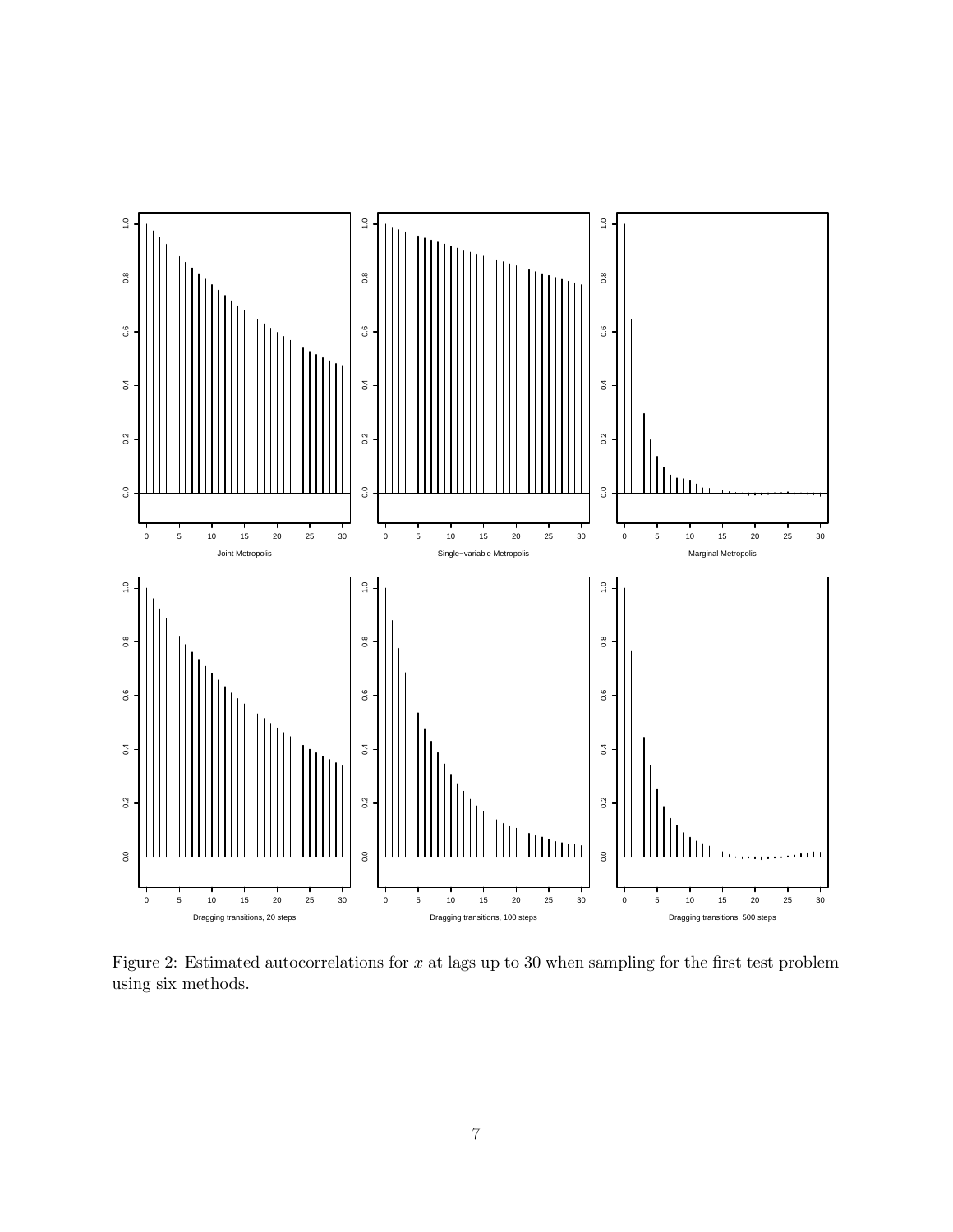Figure 2: Estimated autocorrelations for $x$ at lags up to 30 when sampling for the first test problem using six methods.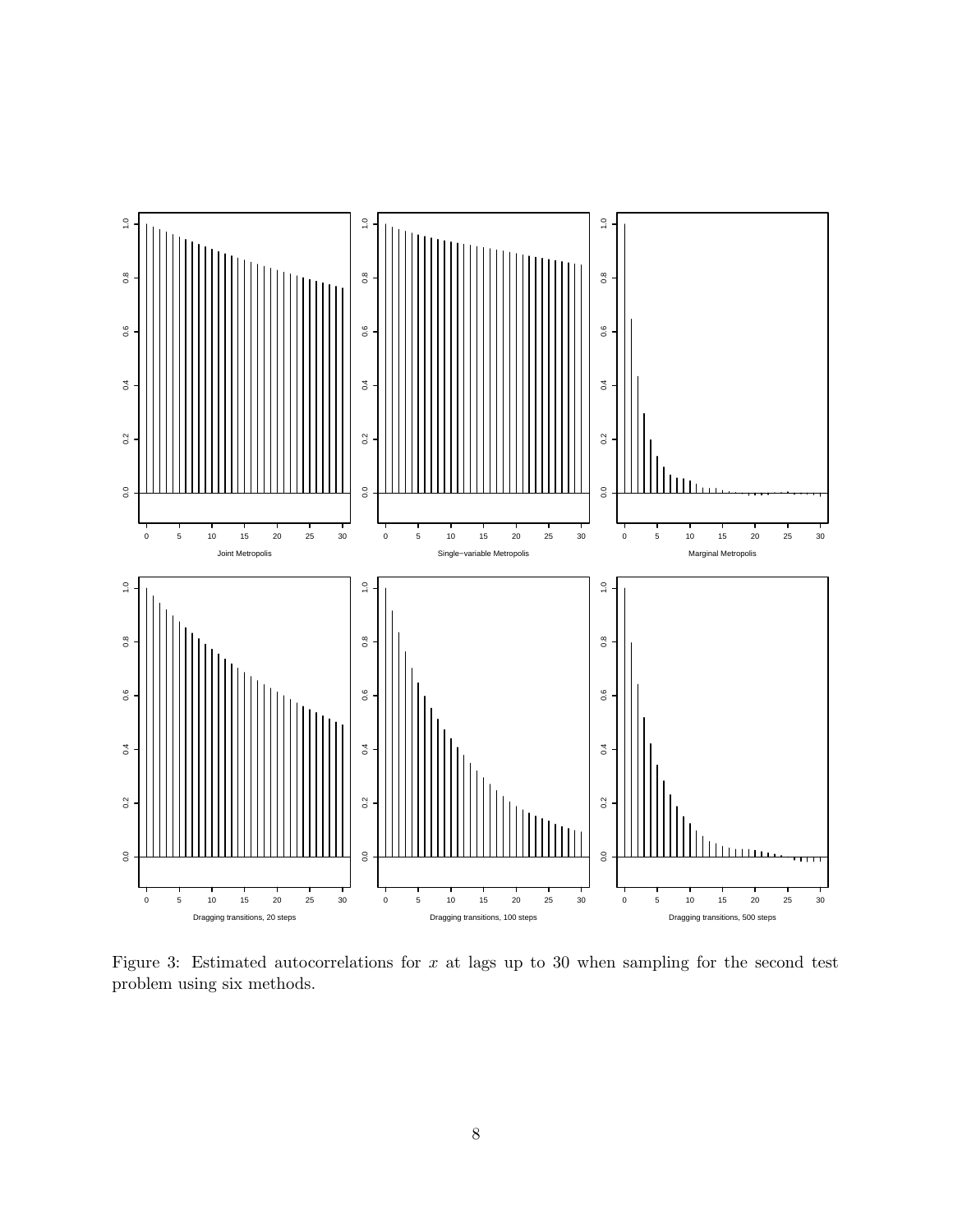Figure 3: Estimated autocorrelations for $x$ at lags up to 30 when sampling for the second test problem using six methods.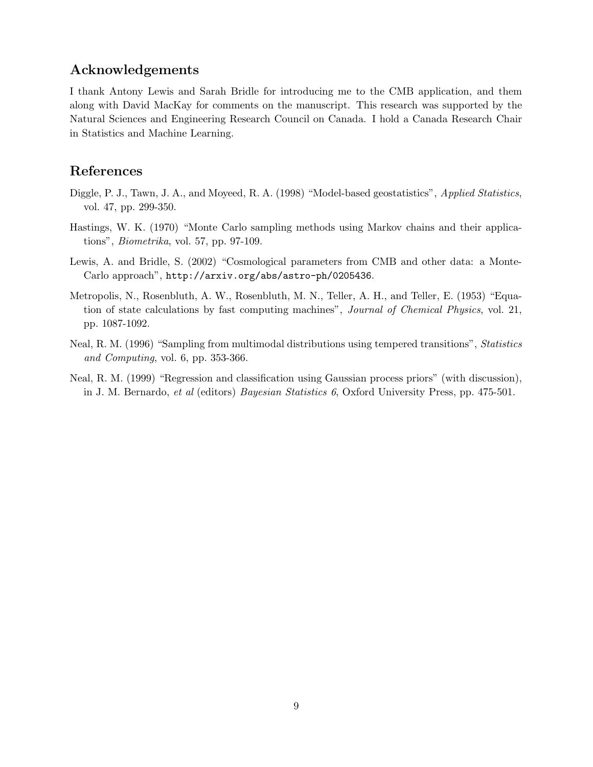## Acknowledgements

I thank Antony Lewis and Sarah Bridle for introducing me to the CMB application, and them along with David MacKay for comments on the manuscript. This research was supported by the Natural Sciences and Engineering Research Council on Canada. I hold a Canada Research Chair in Statistics and Machine Learning.

## References

Diggle, P. J., Tawn, J. A., and Moyeed, R. A. (1998) "Model-based geostatistics", *Applied Statistics*, vol. 47, pp. 299-350.

Hastings, W. K. (1970) "Monte Carlo sampling methods using Markov chains and their applications", *Biometrika*, vol. 57, pp. 97-109.

Lewis, A. and Bridle, S. (2002) "Cosmological parameters from CMB and other data: a Monte-Carlo approach", `http://arxiv.org/abs/astro-ph/0205436`.

Metropolis, N., Rosenbluth, A. W., Rosenbluth, M. N., Teller, A. H., and Teller, E. (1953) "Equation of state calculations by fast computing machines", *Journal of Chemical Physics*, vol. 21, pp. 1087-1092.

Neal, R. M. (1996) "Sampling from multimodal distributions using tempered transitions", *Statistics and Computing*, vol. 6, pp. 353-366.

Neal, R. M. (1999) "Regression and classification using Gaussian process priors" (with discussion), in J. M. Bernardo, *et al* (editors) *Bayesian Statistics 6*, Oxford University Press, pp. 475-501.